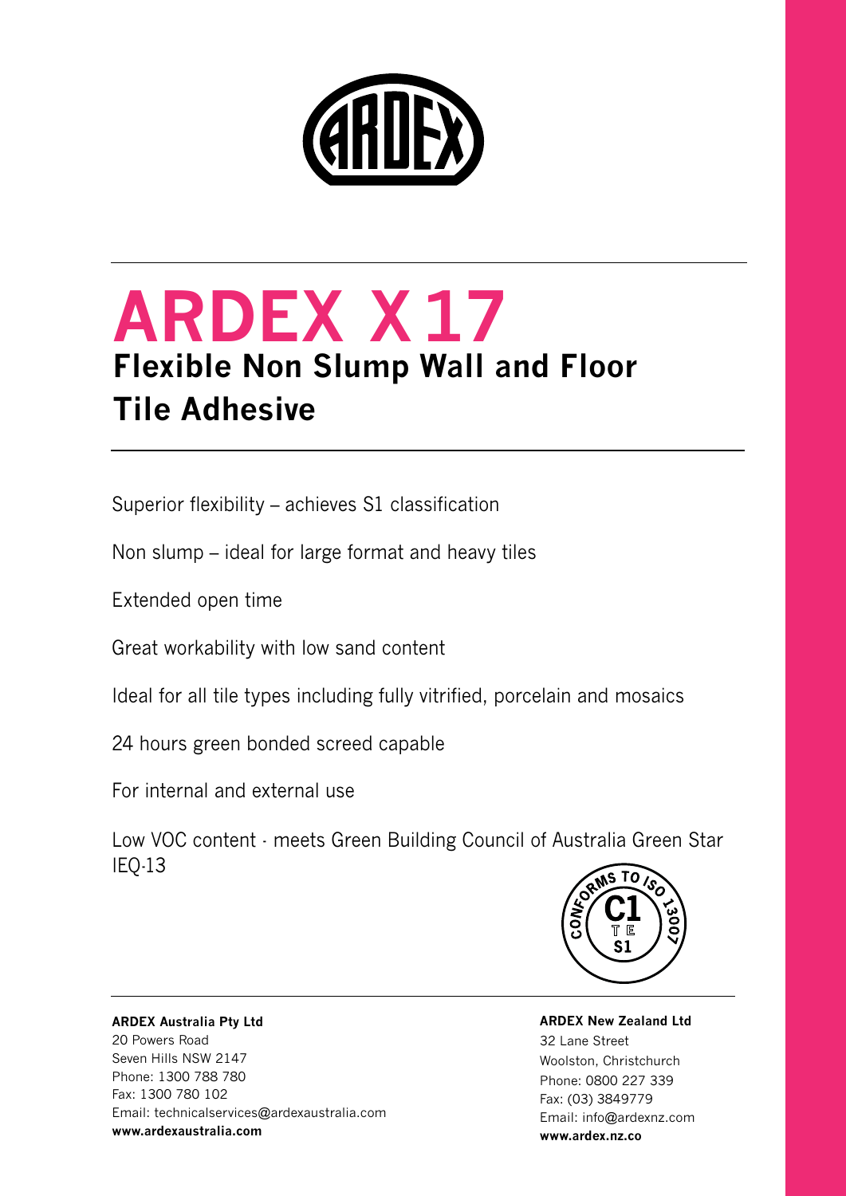# ARDEX X 17

## Flexible Non Slump Wall and Floor Tile Adhesive

Superior flexibility – achieves S1 classification

Non slump – ideal for large format and heavy tiles

Extended open time

Great workability with low sand content

Ideal for all tile types including fully vitrified, porcelain and mosaics

24 hours green bonded screed capable

For internal and external use

Low VOC content - meets Green Building Council of Australia Green Star IEQ-13

CONFORMS TO ISO 13007
C1
T E
S1

**ARDEX Australia Pty Ltd**
20 Powers Road
Seven Hills NSW 2147
Phone: 1300 788 780
Fax: 1300 780 102
Email: technicalservices@ardexaustralia.com
**www.ardexaustralia.com**

**ARDEX New Zealand Ltd**
32 Lane Street
Woolston, Christchurch
Phone: 0800 227 339
Fax: (03) 3849779
Email: info@ardexnz.com
**www.ardex.nz.co**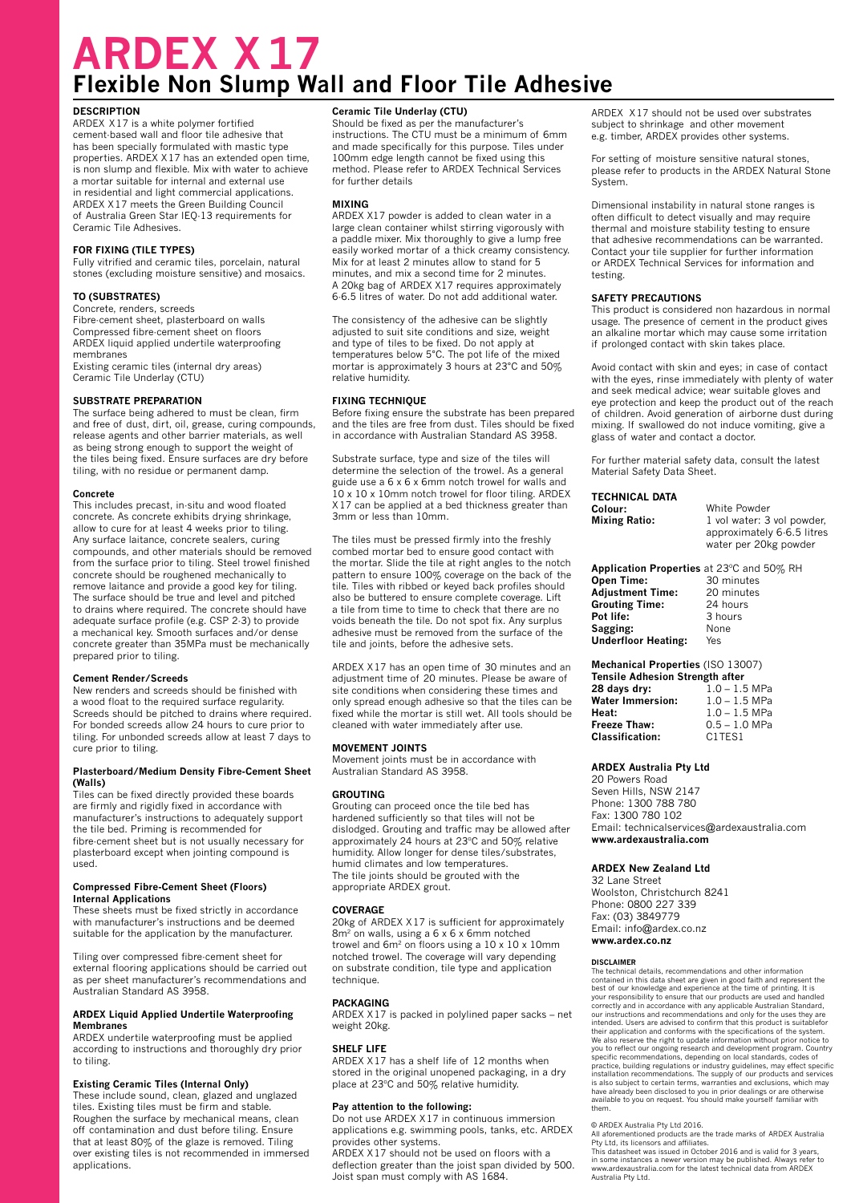# ARDEX X17

## Flexible Non Slump Wall and Floor Tile Adhesive

### DESCRIPTION

ARDEX X17 is a white polymer fortified cement-based wall and floor tile adhesive that has been specially formulated with mastic type properties. ARDEX X17 has an extended open time, is non slump and flexible. Mix with water to achieve a mortar suitable for internal and external use in residential and light commercial applications. ARDEX X17 meets the Green Building Council of Australia Green Star IEQ-13 requirements for Ceramic Tile Adhesives.

### FOR FIXING (TILE TYPES)

Fully vitrified and ceramic tiles, porcelain, natural stones (excluding moisture sensitive) and mosaics.

### TO (SUBSTRATES)

Concrete, renders, screeds
Fibre-cement sheet, plasterboard on walls
Compressed fibre-cement sheet on floors
ARDEX liquid applied undertile waterproofing membranes
Existing ceramic tiles (internal dry areas)
Ceramic Tile Underlay (CTU)

### SUBSTRATE PREPARATION

The surface being adhered to must be clean, firm and free of dust, dirt, oil, grease, curing compounds, release agents and other barrier materials, as well as being strong enough to support the weight of the tiles being fixed. Ensure surfaces are dry before tiling, with no residue or permanent damp.

#### Concrete

This includes precast, in-situ and wood floated concrete. As concrete exhibits drying shrinkage, allow to cure for at least 4 weeks prior to tiling. Any surface laitance, concrete sealers, curing compounds, and other materials should be removed from the surface prior to tiling. Steel trowel finished concrete should be roughened mechanically to remove laitance and provide a good key for tiling. The surface should be true and level and pitched to drains where required. The concrete should have adequate surface profile (e.g. CSP 2-3) to provide a mechanical key. Smooth surfaces and/or dense concrete greater than 35MPa must be mechanically prepared prior to tiling.

#### Cement Render/Screeds

New renders and screeds should be finished with a wood float to the required surface regularity. Screeds should be pitched to drains where required. For bonded screeds allow 24 hours to cure prior to tiling. For unbonded screeds allow at least 7 days to cure prior to tiling.

#### Plasterboard/Medium Density Fibre-Cement Sheet (Walls)

Tiles can be fixed directly provided these boards are firmly and rigidly fixed in accordance with manufacturer's instructions to adequately support the tile bed. Priming is recommended for fibre-cement sheet but is not usually necessary for plasterboard except when jointing compound is used.

#### Compressed Fibre-Cement Sheet (Floors) Internal Applications

These sheets must be fixed strictly in accordance with manufacturer's instructions and be deemed suitable for the application by the manufacturer.

Tiling over compressed fibre-cement sheet for external flooring applications should be carried out as per sheet manufacturer's recommendations and Australian Standard AS 3958.

#### ARDEX Liquid Applied Undertile Waterproofing Membranes

ARDEX undertile waterproofing must be applied according to instructions and thoroughly dry prior to tiling.

#### Existing Ceramic Tiles (Internal Only)

These include sound, clean, glazed and unglazed tiles. Existing tiles must be firm and stable. Roughen the surface by mechanical means, clean off contamination and dust before tiling. Ensure that at least 80% of the glaze is removed. Tiling over existing tiles is not recommended in immersed applications.

#### Ceramic Tile Underlay (CTU)

Should be fixed as per the manufacturer's instructions. The CTU must be a minimum of 6mm and made specifically for this purpose. Tiles under 100mm edge length cannot be fixed using this method. Please refer to ARDEX Technical Services for further details

### MIXING

ARDEX X17 powder is added to clean water in a large clean container whilst stirring vigorously with a paddle mixer. Mix thoroughly to give a lump free easily worked mortar of a thick creamy consistency. Mix for at least 2 minutes allow to stand for 5 minutes, and mix a second time for 2 minutes. A 20kg bag of ARDEX X17 requires approximately 6-6.5 litres of water. Do not add additional water.

The consistency of the adhesive can be slightly adjusted to suit site conditions and size, weight and type of tiles to be fixed. Do not apply at temperatures below 5°C. The pot life of the mixed mortar is approximately 3 hours at 23°C and 50% relative humidity.

### FIXING TECHNIQUE

Before fixing ensure the substrate has been prepared and the tiles are free from dust. Tiles should be fixed in accordance with Australian Standard AS 3958.

Substrate surface, type and size of the tiles will determine the selection of the trowel. As a general guide use a 6 x 6 x 6mm notch trowel for walls and 10 x 10 x 10mm notch trowel for floor tiling. ARDEX X17 can be applied at a bed thickness greater than 3mm or less than 10mm.

The tiles must be pressed firmly into the freshly combed mortar bed to ensure good contact with the mortar. Slide the tile at right angles to the notch pattern to ensure 100% coverage on the back of the tile. Tiles with ribbed or keyed back profiles should also be buttered to ensure complete coverage. Lift a tile from time to time to check that there are no voids beneath the tile. Do not spot fix. Any surplus adhesive must be removed from the surface of the tile and joints, before the adhesive sets.

ARDEX X17 has an open time of 30 minutes and an adjustment time of 20 minutes. Please be aware of site conditions when considering these times and only spread enough adhesive so that the tiles can be fixed while the mortar is still wet. All tools should be cleaned with water immediately after use.

### MOVEMENT JOINTS

Movement joints must be in accordance with Australian Standard AS 3958.

### GROUTING

Grouting can proceed once the tile bed has hardened sufficiently so that tiles will not be dislodged. Grouting and traffic may be allowed after approximately 24 hours at 23°C and 50% relative humidity. Allow longer for dense tiles/substrates, humid climates and low temperatures. The tile joints should be grouted with the appropriate ARDEX grout.

### COVERAGE

20kg of ARDEX X17 is sufficient for approximately 8m² on walls, using a 6 x 6 x 6mm notched trowel and 6m² on floors using a 10 x 10 x 10mm notched trowel. The coverage will vary depending on substrate condition, tile type and application technique.

### PACKAGING

ARDEX X17 is packed in polylined paper sacks – net weight 20kg.

### SHELF LIFE

ARDEX X17 has a shelf life of 12 months when stored in the original unopened packaging, in a dry place at 23°C and 50% relative humidity.

#### Pay attention to the following:

Do not use ARDEX X17 in continuous immersion applications e.g. swimming pools, tanks, etc. ARDEX provides other systems.

ARDEX X17 should not be used on floors with a deflection greater than the joist span divided by 500. Joist span must comply with AS 1684.

ARDEX X17 should not be used over substrates subject to shrinkage and other movement e.g. timber, ARDEX provides other systems.

For setting of moisture sensitive natural stones, please refer to products in the ARDEX Natural Stone System.

Dimensional instability in natural stone ranges is often difficult to detect visually and may require thermal and moisture stability testing to ensure that adhesive recommendations can be warranted. Contact your tile supplier for further information or ARDEX Technical Services for information and testing.

### SAFETY PRECAUTIONS

This product is considered non hazardous in normal usage. The presence of cement in the product gives an alkaline mortar which may cause some irritation if prolonged contact with skin takes place.

Avoid contact with skin and eyes; in case of contact with the eyes, rinse immediately with plenty of water and seek medical advice; wear suitable gloves and eye protection and keep the product out of the reach of children. Avoid generation of airborne dust during mixing. If swallowed do not induce vomiting, give a glass of water and contact a doctor.

For further material safety data, consult the latest Material Safety Data Sheet.

### TECHNICAL DATA

| | |
|---|---|
| **Colour:** | White Powder |
| **Mixing Ratio:** | 1 vol water: 3 vol powder, approximately 6-6.5 litres water per 20kg powder |

**Application Properties** at 23°C and 50% RH

| | |
|---|---|
| **Open Time:** | 30 minutes |
| **Adjustment Time:** | 20 minutes |
| **Grouting Time:** | 24 hours |
| **Pot life:** | 3 hours |
| **Sagging:** | None |
| **Underfloor Heating:** | Yes |

**Mechanical Properties** (ISO 13007)
**Tensile Adhesion Strength after**

| | |
|---|---|
| **28 days dry:** | 1.0 – 1.5 MPa |
| **Water Immersion:** | 1.0 – 1.5 MPa |
| **Heat:** | 1.0 – 1.5 MPa |
| **Freeze Thaw:** | 0.5 – 1.0 MPa |
| **Classification:** | C1TES1 |

### ARDEX Australia Pty Ltd

20 Powers Road
Seven Hills, NSW 2147
Phone: 1300 788 780
Fax: 1300 780 102
Email: technicalservices@ardexaustralia.com
**www.ardexaustralia.com**

### ARDEX New Zealand Ltd

32 Lane Street
Woolston, Christchurch 8241
Phone: 0800 227 339
Fax: (03) 3849779
Email: info@ardex.co.nz
**www.ardex.co.nz**

#### DISCLAIMER

The technical details, recommendations and other information contained in this data sheet are given in good faith and represent the best of our knowledge and experience at the time of printing. It is your responsibility to ensure that our products are used and handled correctly and in accordance with any applicable Australian Standard, our instructions and recommendations and only for the uses they are intended. Users are advised to confirm that this product is suitablefor their application and conforms with the specifications of the system. We also reserve the right to update information without prior notice to you to reflect our ongoing research and development program. Country specific recommendations, depending on local standards, codes of practice, building regulations or industry guidelines, may effect specific installation recommendations. The supply of our products and services is also subject to certain terms, warranties and exclusions, which may have already been disclosed to you in prior dealings or are otherwise available to you on request. You should make yourself familiar with them.

© ARDEX Australia Pty Ltd 2016.
All aforementioned products are the trade marks of ARDEX Australia Pty Ltd, its licensors and affiliates.
This datasheet was issued in October 2016 and is valid for 3 years, in some instances a newer version may be published. Always refer to www.ardexaustralia.com for the latest technical data from ARDEX Australia Pty Ltd.